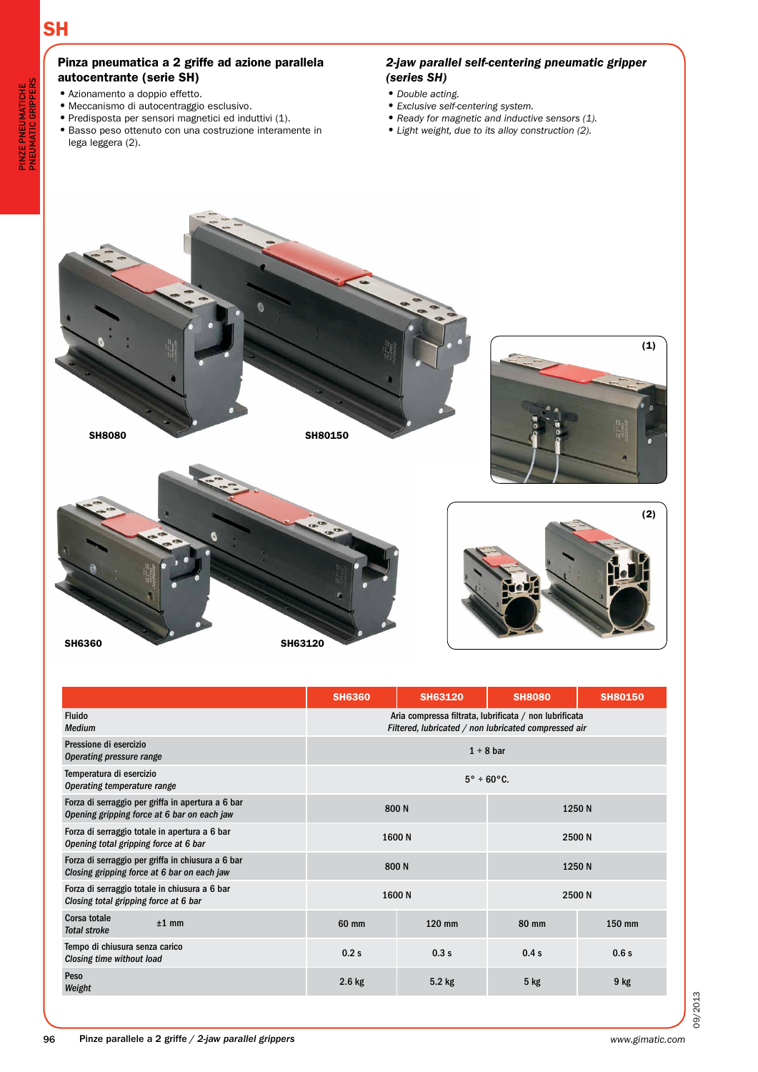# SH

## Pinza pneumatica a 2 griffe ad azione parallela autocentrante (serie SH)

- Azionamento a doppio effetto.
- Meccanismo di autocentraggio esclusivo.
- Predisposta per sensori magnetici ed induttivi (1).
- Basso peso ottenuto con una costruzione interamente in lega leggera (2).

## *2-jaw parallel self-centering pneumatic gripper (series SH)*

- *Double acting.*
- *Exclusive self-centering system.*
- *Ready for magnetic and inductive sensors (1).*
- *Light weight, due to its alloy construction (2).*

SH8080

SH80150

(1)

SH6360

SH63120

(2)

| | SH6360 | SH63120 | SH8080 | SH80150 |
|---|---|---|---|---|
| Fluido<br>*Medium* | Aria compressa filtrata, lubrificata / non lubrificata<br>*Filtered, lubricated / non lubricated compressed air* | | | |
| Pressione di esercizio<br>*Operating pressure range* | 1 ÷ 8 bar | | | |
| Temperatura di esercizio<br>*Operating temperature range* | 5° ÷ 60°C. | | | |
| Forza di serraggio per griffa in apertura a 6 bar<br>*Opening gripping force at 6 bar on each jaw* | 800 N | | 1250 N | |
| Forza di serraggio totale in apertura a 6 bar<br>*Opening total gripping force at 6 bar* | 1600 N | | 2500 N | |
| Forza di serraggio per griffa in chiusura a 6 bar<br>*Closing gripping force at 6 bar on each jaw* | 800 N | | 1250 N | |
| Forza di serraggio totale in chiusura a 6 bar<br>*Closing total gripping force at 6 bar* | 1600 N | | 2500 N | |
| Corsa totale ±1 mm<br>*Total stroke* | 60 mm | 120 mm | 80 mm | 150 mm |
| Tempo di chiusura senza carico<br>*Closing time without load* | 0.2 s | 0.3 s | 0.4 s | 0.6 s |
| Peso<br>*Weight* | 2.6 kg | 5.2 kg | 5 kg | 9 kg |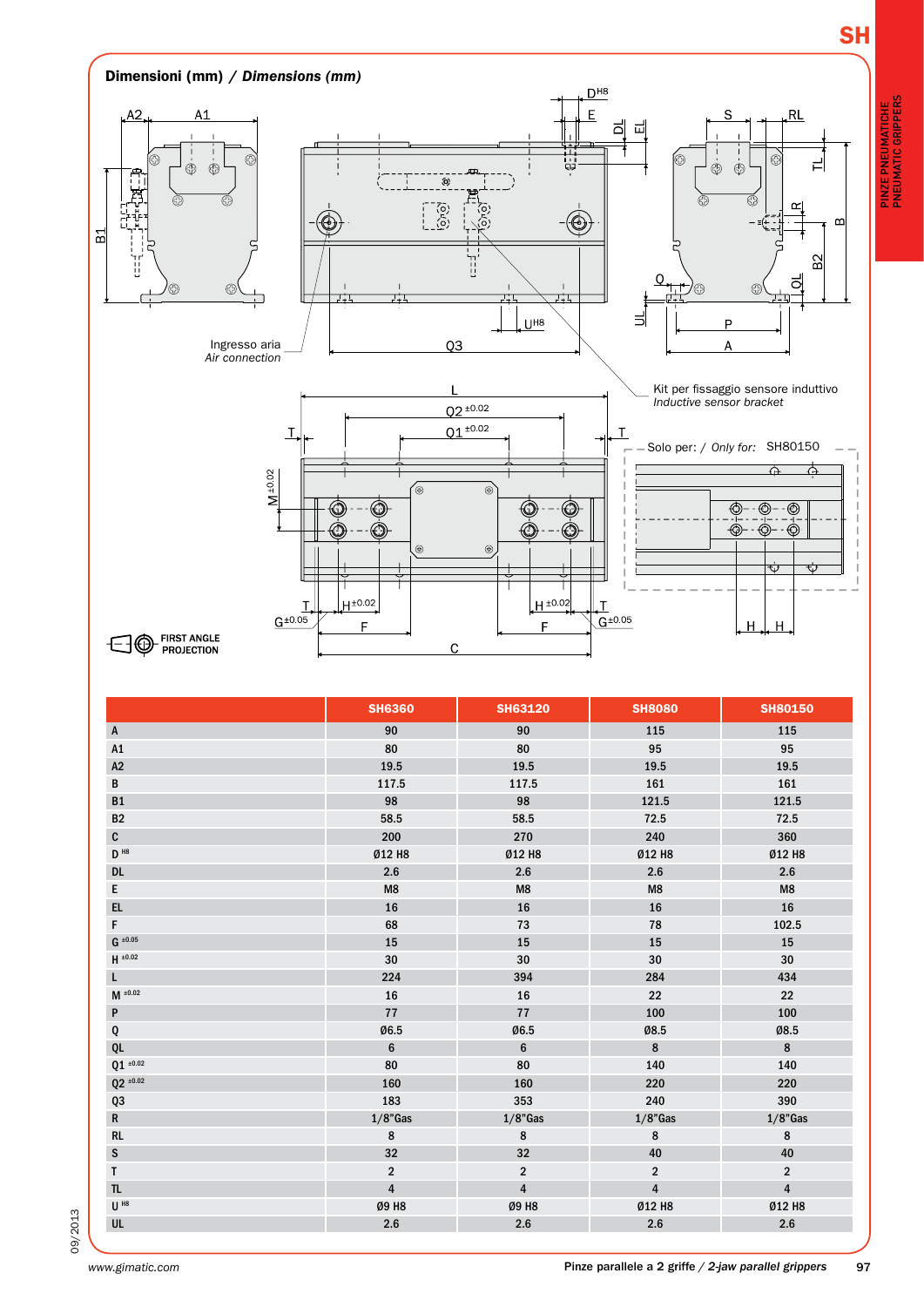## Dimensioni (mm) / *Dimensions (mm)*

Ingresso aria
*Air connection*

Kit per fissaggio sensore induttivo
*Inductive sensor bracket*

Solo per: / *Only for:* SH80150

FIRST ANGLE PROJECTION

| | SH6360 | SH63120 | SH8080 | SH80150 |
|---|---|---|---|---|
| A | 90 | 90 | 115 | 115 |
| A1 | 80 | 80 | 95 | 95 |
| A2 | 19.5 | 19.5 | 19.5 | 19.5 |
| B | 117.5 | 117.5 | 161 | 161 |
| B1 | 98 | 98 | 121.5 | 121.5 |
| B2 | 58.5 | 58.5 | 72.5 | 72.5 |
| C | 200 | 270 | 240 | 360 |
| D H8 | Ø12 H8 | Ø12 H8 | Ø12 H8 | Ø12 H8 |
| DL | 2.6 | 2.6 | 2.6 | 2.6 |
| E | M8 | M8 | M8 | M8 |
| EL | 16 | 16 | 16 | 16 |
| F | 68 | 73 | 78 | 102.5 |
| G ±0.05 | 15 | 15 | 15 | 15 |
| H ±0.02 | 30 | 30 | 30 | 30 |
| L | 224 | 394 | 284 | 434 |
| M ±0.02 | 16 | 16 | 22 | 22 |
| P | 77 | 77 | 100 | 100 |
| Q | Ø6.5 | Ø6.5 | Ø8.5 | Ø8.5 |
| QL | 6 | 6 | 8 | 8 |
| Q1 ±0.02 | 80 | 80 | 140 | 140 |
| Q2 ±0.02 | 160 | 160 | 220 | 220 |
| Q3 | 183 | 353 | 240 | 390 |
| R | 1/8"Gas | 1/8"Gas | 1/8"Gas | 1/8"Gas |
| RL | 8 | 8 | 8 | 8 |
| S | 32 | 32 | 40 | 40 |
| T | 2 | 2 | 2 | 2 |
| TL | 4 | 4 | 4 | 4 |
| U H8 | Ø9 H8 | Ø9 H8 | Ø12 H8 | Ø12 H8 |
| UL | 2.6 | 2.6 | 2.6 | 2.6 |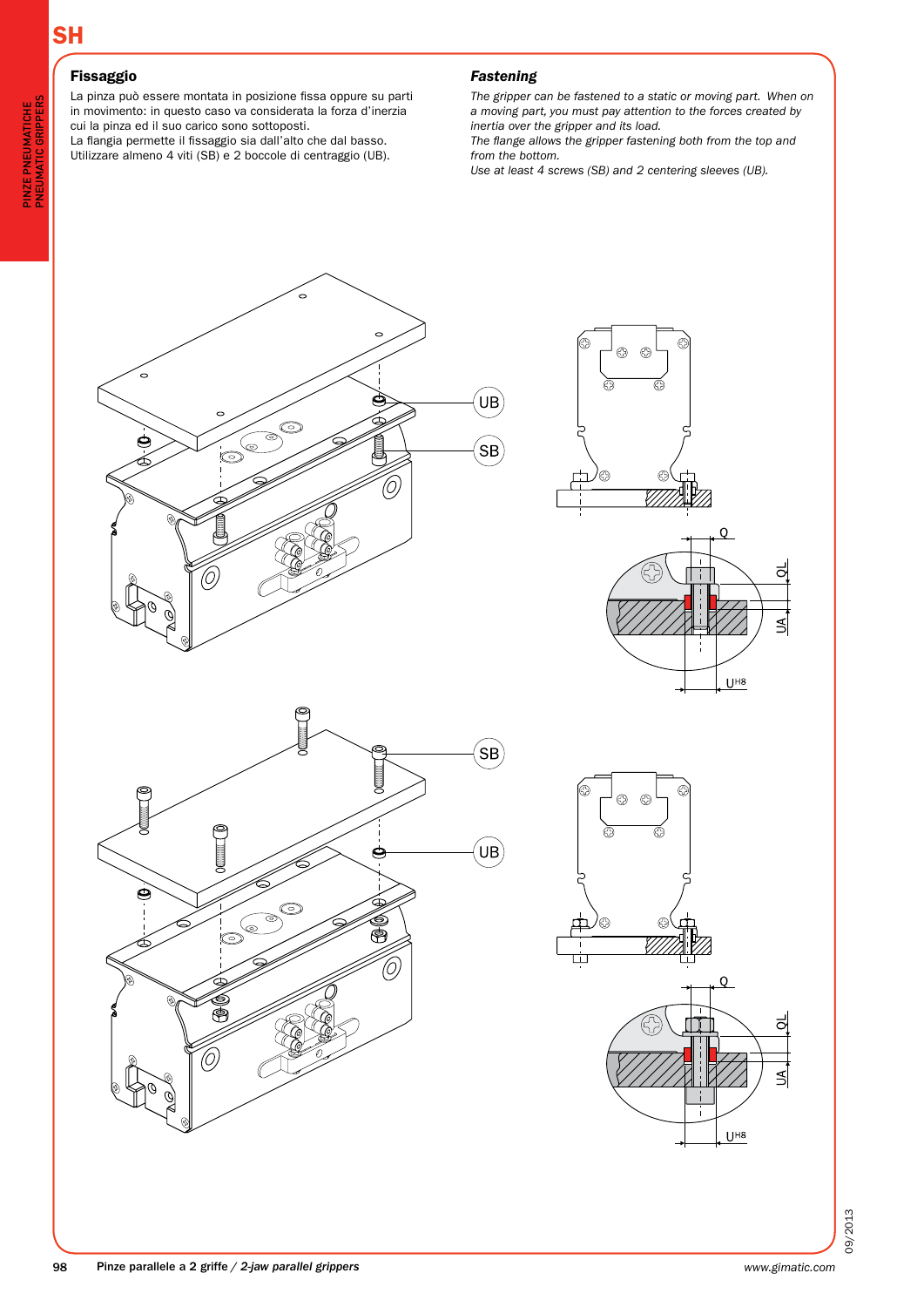## Fissaggio

La pinza può essere montata in posizione fissa oppure su parti in movimento: in questo caso va considerata la forza d'inerzia cui la pinza ed il suo carico sono sottoposti.
La flangia permette il fissaggio sia dall'alto che dal basso.
Utilizzare almeno 4 viti (SB) e 2 boccole di centraggio (UB).

## *Fastening*

*The gripper can be fastened to a static or moving part. When on a moving part, you must pay attention to the forces created by inertia over the gripper and its load.*
*The flange allows the gripper fastening both from the top and from the bottom.*
*Use at least 4 screws (SB) and 2 centering sleeves (UB).*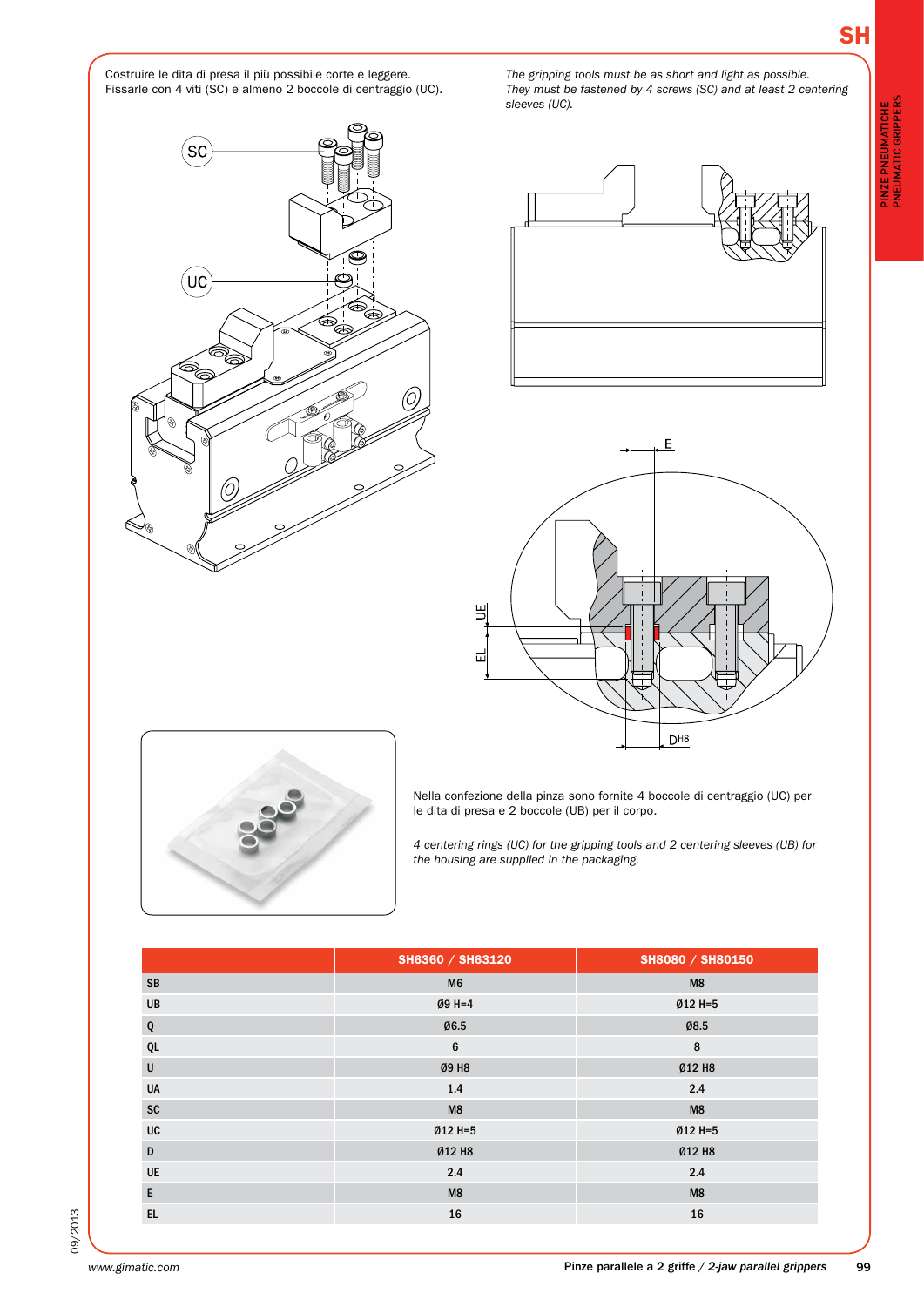Costruire le dita di presa il più possibile corte e leggere.
Fissarle con 4 viti (SC) e almeno 2 boccole di centraggio (UC).

*The gripping tools must be as short and light as possible.*
*They must be fastened by 4 screws (SC) and at least 2 centering sleeves (UC).*

SC

UC

E

UE

EL

$D^{H8}$

Nella confezione della pinza sono fornite 4 boccole di centraggio (UC) per le dita di presa e 2 boccole (UB) per il corpo.

*4 centering rings (UC) for the gripping tools and 2 centering sleeves (UB) for the housing are supplied in the packaging.*

| | SH6360 / SH63120 | SH8080 / SH80150 |
|---|---|---|
| SB | M6 | M8 |
| UB | Ø9 H=4 | Ø12 H=5 |
| Q | Ø6.5 | Ø8.5 |
| QL | 6 | 8 |
| U | Ø9 H8 | Ø12 H8 |
| UA | 1.4 | 2.4 |
| SC | M8 | M8 |
| UC | Ø12 H=5 | Ø12 H=5 |
| D | Ø12 H8 | Ø12 H8 |
| UE | 2.4 | 2.4 |
| E | M8 | M8 |
| EL | 16 | 16 |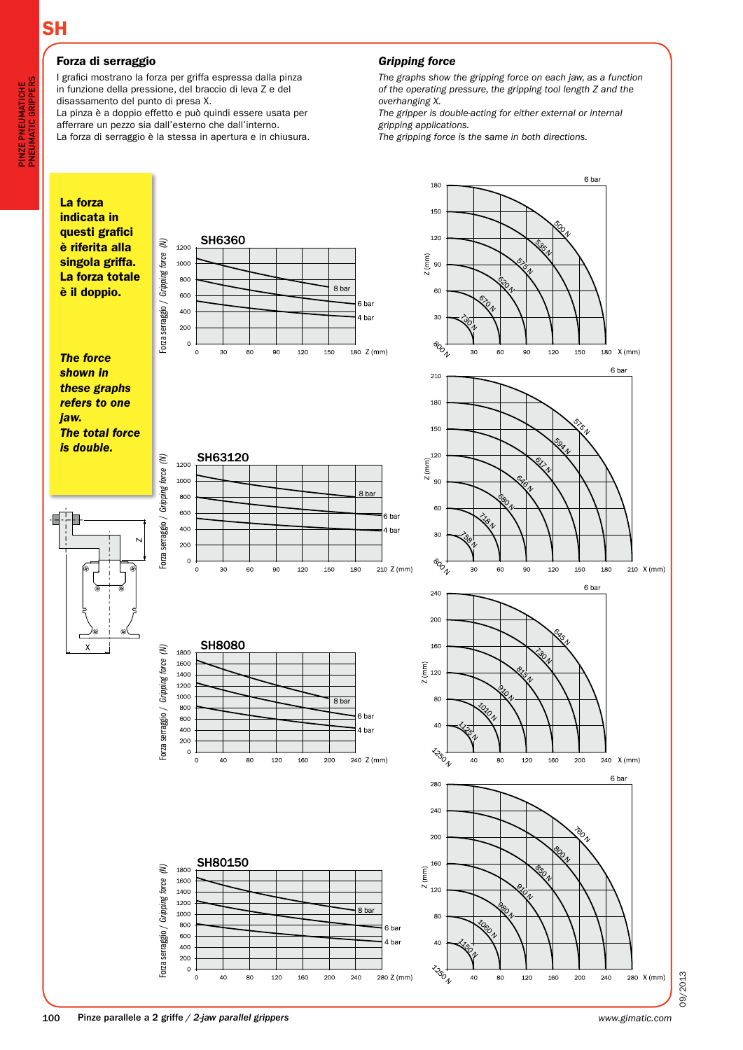## Forza di serraggio

I grafici mostrano la forza per griffa espressa dalla pinza in funzione della pressione, del braccio di leva Z e del disassamento del punto di presa X.
La pinza è a doppio effetto e può quindi essere usata per afferrare un pezzo sia dall'esterno che dall'interno.
La forza di serraggio è la stessa in apertura e in chiusura.

## *Gripping force*

*The graphs show the gripping force on each jaw, as a function of the operating pressure, the gripping tool length Z and the overhanging X.*
*The gripper is double-acting for either external or internal gripping applications.*
*The gripping force is the same in both directions.*

**La forza indicata in questi grafici è riferita alla singola griffa. La forza totale è il doppio.**

***The force shown in these graphs refers to one jaw. The total force is double.***

### SH6360

Forza serraggio / *Gripping force* (N) — Z (mm) — 8 bar, 6 bar, 4 bar

6 bar: 800 N, 730 N, 670 N, 620 N, 575 N, 535 N, 500 N — Z (mm), X (mm)

### SH63120

Forza serraggio / *Gripping force* (N) — Z (mm) — 8 bar, 6 bar, 4 bar

6 bar: 800 N, 758 N, 718 N, 680 N, 646 N, 617 N, 594 N, 575 N — Z (mm), X (mm)

### SH8080

Forza serraggio / *Gripping force* (N) — Z (mm) — 8 bar, 6 bar, 4 bar

6 bar: 1250 N, 1125 N, 1010 N, 910 N, 815 N, 730 N, 645 N — Z (mm), X (mm)

### SH80150

Forza serraggio / *Gripping force* (N) — Z (mm) — 8 bar, 6 bar, 4 bar

6 bar: 1250 N, 1150 N, 1060 N, 980 N, 910 N, 850 N, 800 N, 760 N — Z (mm), X (mm)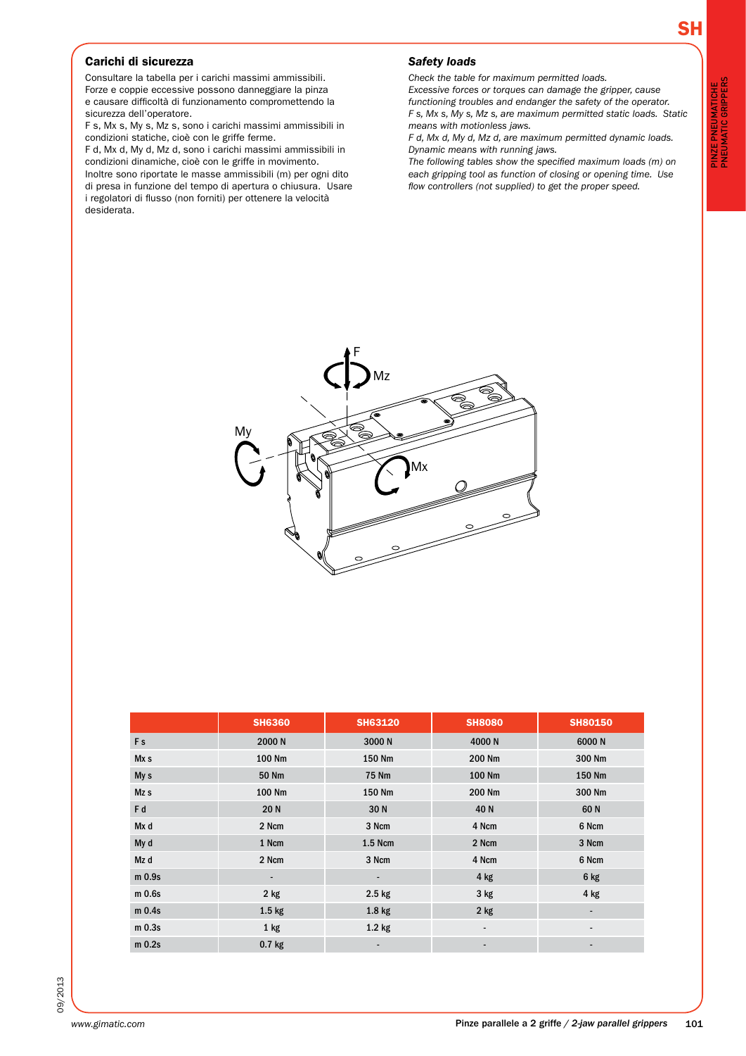## Carichi di sicurezza

Consultare la tabella per i carichi massimi ammissibili.
Forze e coppie eccessive possono danneggiare la pinza e causare difficoltà di funzionamento compromettendo la sicurezza dell'operatore.
F s, Mx s, My s, Mz s, sono i carichi massimi ammissibili in condizioni statiche, cioè con le griffe ferme.
F d, Mx d, My d, Mz d, sono i carichi massimi ammissibili in condizioni dinamiche, cioè con le griffe in movimento.
Inoltre sono riportate le masse ammissibili (m) per ogni dito di presa in funzione del tempo di apertura o chiusura. Usare i regolatori di flusso (non forniti) per ottenere la velocità desiderata.

## *Safety loads*

*Check the table for maximum permitted loads.*
*Excessive forces or torques can damage the gripper, cause functioning troubles and endanger the safety of the operator.*
*F s, Mx s, My s, Mz s, are maximum permitted static loads. Static means with motionless jaws.*
*F d, Mx d, My d, Mz d, are maximum permitted dynamic loads. Dynamic means with running jaws.*
*The following tables show the specified maximum loads (m) on each gripping tool as function of closing or opening time. Use flow controllers (not supplied) to get the proper speed.*

| | SH6360 | SH63120 | SH8080 | SH80150 |
|---|---|---|---|---|
| F s | 2000 N | 3000 N | 4000 N | 6000 N |
| Mx s | 100 Nm | 150 Nm | 200 Nm | 300 Nm |
| My s | 50 Nm | 75 Nm | 100 Nm | 150 Nm |
| Mz s | 100 Nm | 150 Nm | 200 Nm | 300 Nm |
| F d | 20 N | 30 N | 40 N | 60 N |
| Mx d | 2 Ncm | 3 Ncm | 4 Ncm | 6 Ncm |
| My d | 1 Ncm | 1.5 Ncm | 2 Ncm | 3 Ncm |
| Mz d | 2 Ncm | 3 Ncm | 4 Ncm | 6 Ncm |
| m 0.9s | - | - | 4 kg | 6 kg |
| m 0.6s | 2 kg | 2.5 kg | 3 kg | 4 kg |
| m 0.4s | 1.5 kg | 1.8 kg | 2 kg | - |
| m 0.3s | 1 kg | 1.2 kg | - | - |
| m 0.2s | 0.7 kg | - | - | - |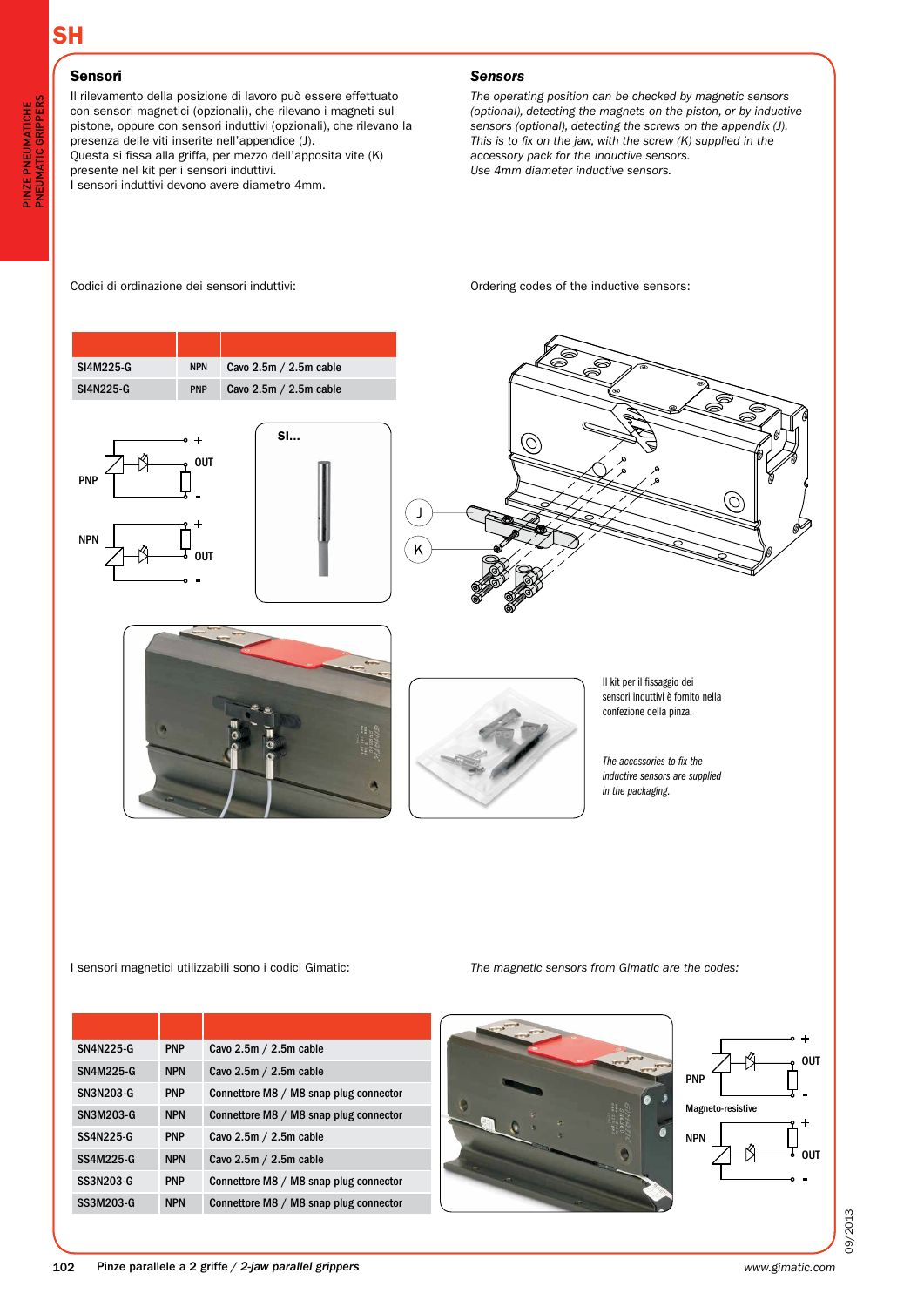# SH

## Sensori

Il rilevamento della posizione di lavoro può essere effettuato con sensori magnetici (opzionali), che rilevano i magneti sul pistone, oppure con sensori induttivi (opzionali), che rilevano la presenza delle viti inserite nell'appendice (J).
Questa si fissa alla griffa, per mezzo dell'apposita vite (K) presente nel kit per i sensori induttivi.
I sensori induttivi devono avere diametro 4mm.

## *Sensors*

*The operating position can be checked by magnetic sensors (optional), detecting the magnets on the piston, or by inductive sensors (optional), detecting the screws on the appendix (J). This is to fix on the jaw, with the screw (K) supplied in the accessory pack for the inductive sensors. Use 4mm diameter inductive sensors.*

Codici di ordinazione dei sensori induttivi:

Ordering codes of the inductive sensors:

| | | |
|---|---|---|
| SI4M225-G | NPN | Cavo 2.5m / 2.5m cable |
| SI4N225-G | PNP | Cavo 2.5m / 2.5m cable |

PNP

NPN

SI...

J

K

Il kit per il fissaggio dei sensori induttivi è fornito nella confezione della pinza.

*The accessories to fix the inductive sensors are supplied in the packaging.*

I sensori magnetici utilizzabili sono i codici Gimatic:

*The magnetic sensors from Gimatic are the codes:*

| | | |
|---|---|---|
| SN4N225-G | PNP | Cavo 2.5m / 2.5m cable |
| SN4M225-G | NPN | Cavo 2.5m / 2.5m cable |
| SN3N203-G | PNP | Connettore M8 / M8 snap plug connector |
| SN3M203-G | NPN | Connettore M8 / M8 snap plug connector |
| SS4N225-G | PNP | Cavo 2.5m / 2.5m cable |
| SS4M225-G | NPN | Cavo 2.5m / 2.5m cable |
| SS3N203-G | PNP | Connettore M8 / M8 snap plug connector |
| SS3M203-G | NPN | Connettore M8 / M8 snap plug connector |

PNP

Magneto-resistive

NPN

Pinze parallele a 2 griffe / *2-jaw parallel grippers*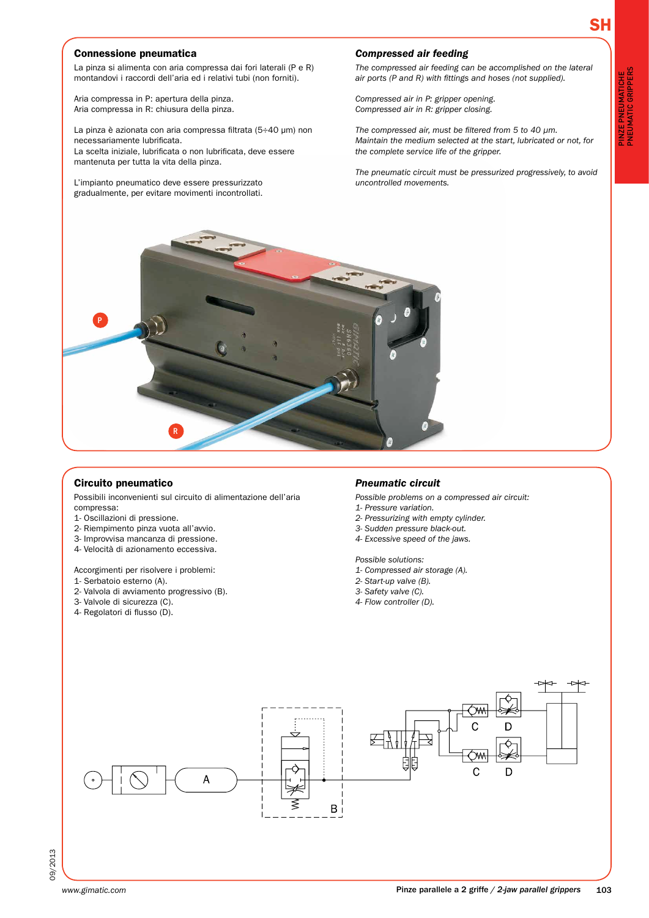## Connessione pneumatica

La pinza si alimenta con aria compressa dai fori laterali (P e R) montandovi i raccordi dell'aria ed i relativi tubi (non forniti).

Aria compressa in P: apertura della pinza.
Aria compressa in R: chiusura della pinza.

La pinza è azionata con aria compressa filtrata (5÷40 µm) non necessariamente lubrificata.
La scelta iniziale, lubrificata o non lubrificata, deve essere mantenuta per tutta la vita della pinza.

L'impianto pneumatico deve essere pressurizzato gradualmente, per evitare movimenti incontrollati.

## *Compressed air feeding*

*The compressed air feeding can be accomplished on the lateral air ports (P and R) with fittings and hoses (not supplied).*

*Compressed air in P: gripper opening.*
*Compressed air in R: gripper closing.*

*The compressed air, must be filtered from 5 to 40 µm.*
*Maintain the medium selected at the start, lubricated or not, for the complete service life of the gripper.*

*The pneumatic circuit must be pressurized progressively, to avoid uncontrolled movements.*

## Circuito pneumatico

Possibili inconvenienti sul circuito di alimentazione dell'aria compressa:
1- Oscillazioni di pressione.
2- Riempimento pinza vuota all'avvio.
3- Improvvisa mancanza di pressione.
4- Velocità di azionamento eccessiva.

Accorgimenti per risolvere i problemi:
1- Serbatoio esterno (A).
2- Valvola di avviamento progressivo (B).
3- Valvole di sicurezza (C).
4- Regolatori di flusso (D).

## *Pneumatic circuit*

*Possible problems on a compressed air circuit:*
*1- Pressure variation.*
*2- Pressurizing with empty cylinder.*
*3- Sudden pressure black-out.*
*4- Excessive speed of the jaws.*

*Possible solutions:*
*1- Compressed air storage (A).*
*2- Start-up valve (B).*
*3- Safety valve (C).*
*4- Flow controller (D).*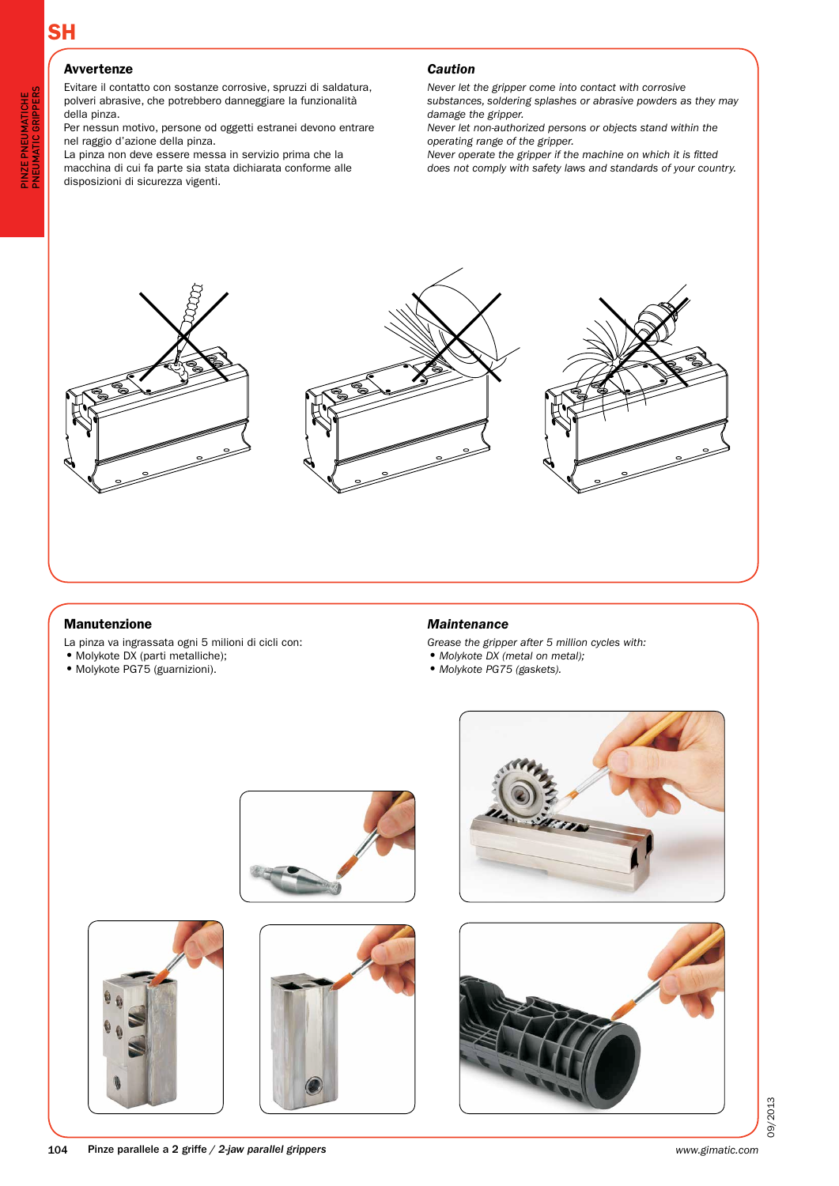# SH

## Avvertenze

Evitare il contatto con sostanze corrosive, spruzzi di saldatura, polveri abrasive, che potrebbero danneggiare la funzionalità della pinza.
Per nessun motivo, persone od oggetti estranei devono entrare nel raggio d'azione della pinza.
La pinza non deve essere messa in servizio prima che la macchina di cui fa parte sia stata dichiarata conforme alle disposizioni di sicurezza vigenti.

## *Caution*

*Never let the gripper come into contact with corrosive substances, soldering splashes or abrasive powders as they may damage the gripper.*
*Never let non-authorized persons or objects stand within the operating range of the gripper.*
*Never operate the gripper if the machine on which it is fitted does not comply with safety laws and standards of your country.*

## Manutenzione

La pinza va ingrassata ogni 5 milioni di cicli con:
- Molykote DX (parti metalliche);
- Molykote PG75 (guarnizioni).

## *Maintenance*

*Grease the gripper after 5 million cycles with:*
- *Molykote DX (metal on metal);*
- *Molykote PG75 (gaskets).*